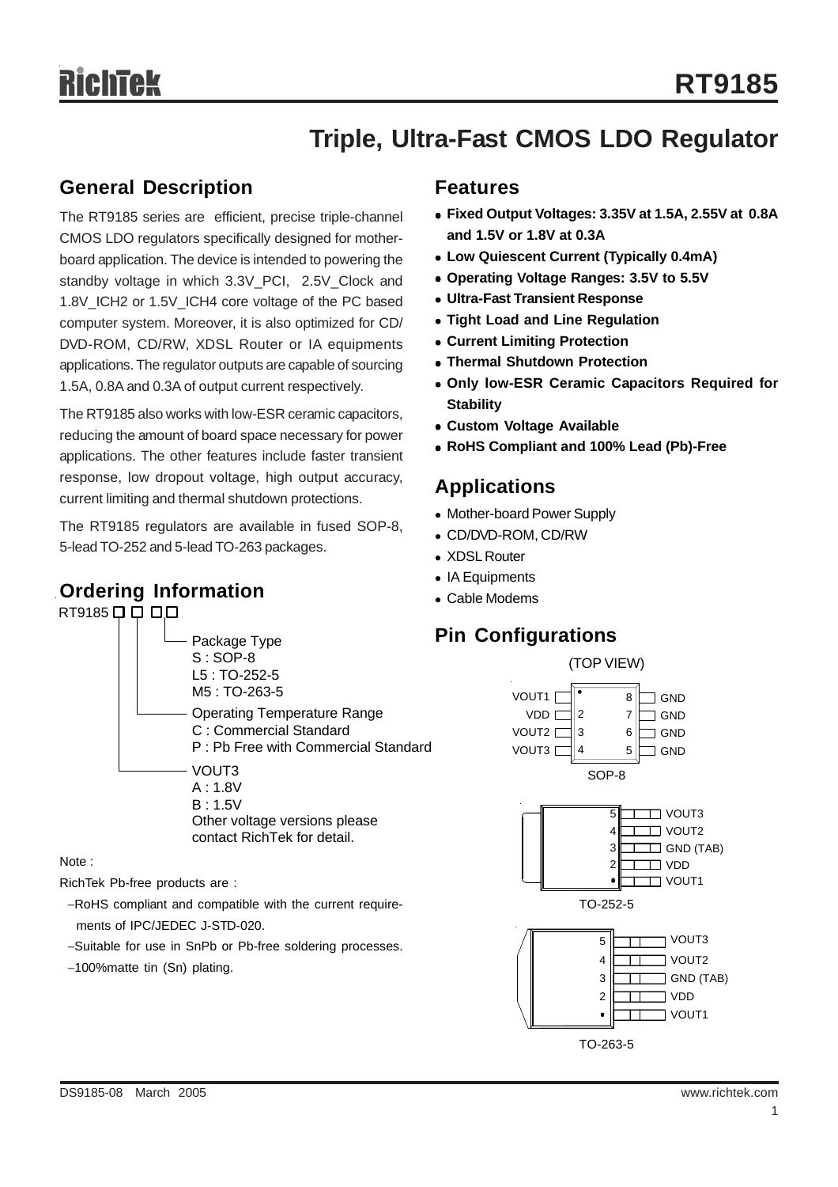# RT9185

## Triple, Ultra-Fast CMOS LDO Regulator

### General Description

The RT9185 series are efficient, precise triple-channel CMOS LDO regulators specifically designed for mother-board application. The device is intended to powering the standby voltage in which 3.3V_PCI, 2.5V_Clock and 1.8V_ICH2 or 1.5V_ICH4 core voltage of the PC based computer system. Moreover, it is also optimized for CD/DVD-ROM, CD/RW, XDSL Router or IA equipments applications. The regulator outputs are capable of sourcing 1.5A, 0.8A and 0.3A of output current respectively.

The RT9185 also works with low-ESR ceramic capacitors, reducing the amount of board space necessary for power applications. The other features include faster transient response, low dropout voltage, high output accuracy, current limiting and thermal shutdown protections.

The RT9185 regulators are available in fused SOP-8, 5-lead TO-252 and 5-lead TO-263 packages.

### Ordering Information

RT9185 □ □ □□

- Package Type
  - S : SOP-8
  - L5 : TO-252-5
  - M5 : TO-263-5
- Operating Temperature Range
  - C : Commercial Standard
  - P : Pb Free with Commercial Standard
- VOUT3
  - A : 1.8V
  - B : 1.5V
  - Other voltage versions please contact RichTek for detail.

Note :

RichTek Pb-free products are :

- RoHS compliant and compatible with the current requirements of IPC/JEDEC J-STD-020.
- Suitable for use in SnPb or Pb-free soldering processes.
- 100%matte tin (Sn) plating.

### Features

- **Fixed Output Voltages: 3.35V at 1.5A, 2.55V at 0.8A and 1.5V or 1.8V at 0.3A**
- **Low Quiescent Current (Typically 0.4mA)**
- **Operating Voltage Ranges: 3.5V to 5.5V**
- **Ultra-Fast Transient Response**
- **Tight Load and Line Regulation**
- **Current Limiting Protection**
- **Thermal Shutdown Protection**
- **Only low-ESR Ceramic Capacitors Required for Stability**
- **Custom Voltage Available**
- **RoHS Compliant and 100% Lead (Pb)-Free**

### Applications

- Mother-board Power Supply
- CD/DVD-ROM, CD/RW
- XDSL Router
- IA Equipments
- Cable Modems

### Pin Configurations

(TOP VIEW)

**SOP-8**

| Pin | Name | Pin | Name |
|---|---|---|---|
| 1 | VOUT1 | 8 | GND |
| 2 | VDD | 7 | GND |
| 3 | VOUT2 | 6 | GND |
| 4 | VOUT3 | 5 | GND |

**TO-252-5**

| Pin | Name |
|---|---|
| 5 | VOUT3 |
| 4 | VOUT2 |
| 3 | GND (TAB) |
| 2 | VDD |
| 1 | VOUT1 |

**TO-263-5**

| Pin | Name |
|---|---|
| 5 | VOUT3 |
| 4 | VOUT2 |
| 3 | GND (TAB) |
| 2 | VDD |
| 1 | VOUT1 |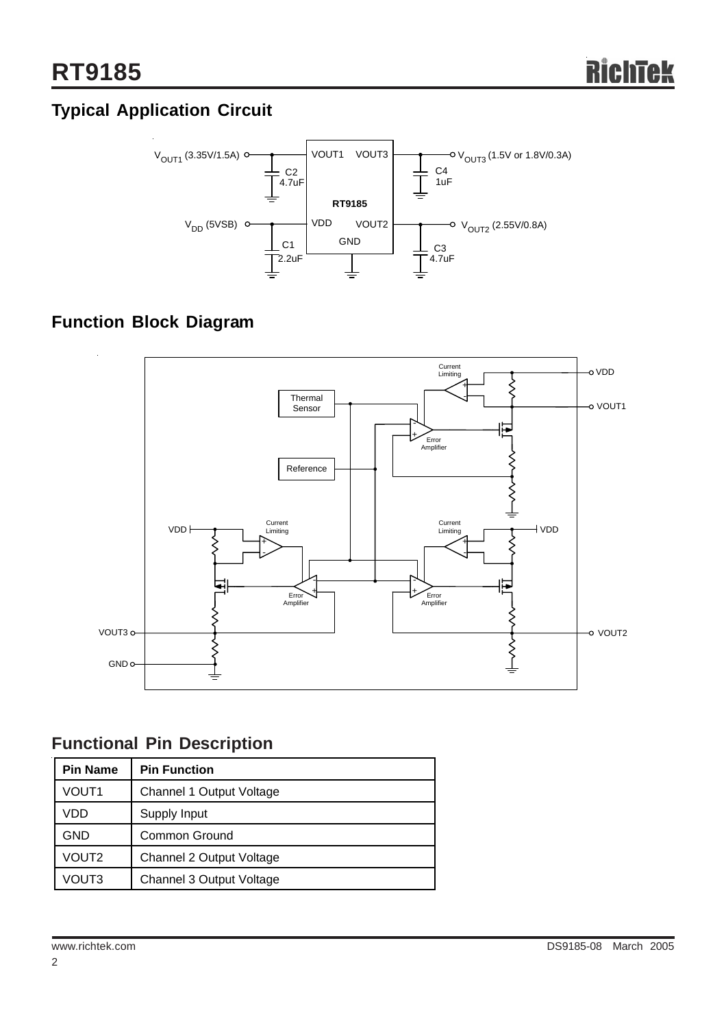## Typical Application Circuit

## Function Block Diagram

## Functional Pin Description

| Pin Name | Pin Function |
|---|---|
| VOUT1 | Channel 1 Output Voltage |
| VDD | Supply Input |
| GND | Common Ground |
| VOUT2 | Channel 2 Output Voltage |
| VOUT3 | Channel 3 Output Voltage |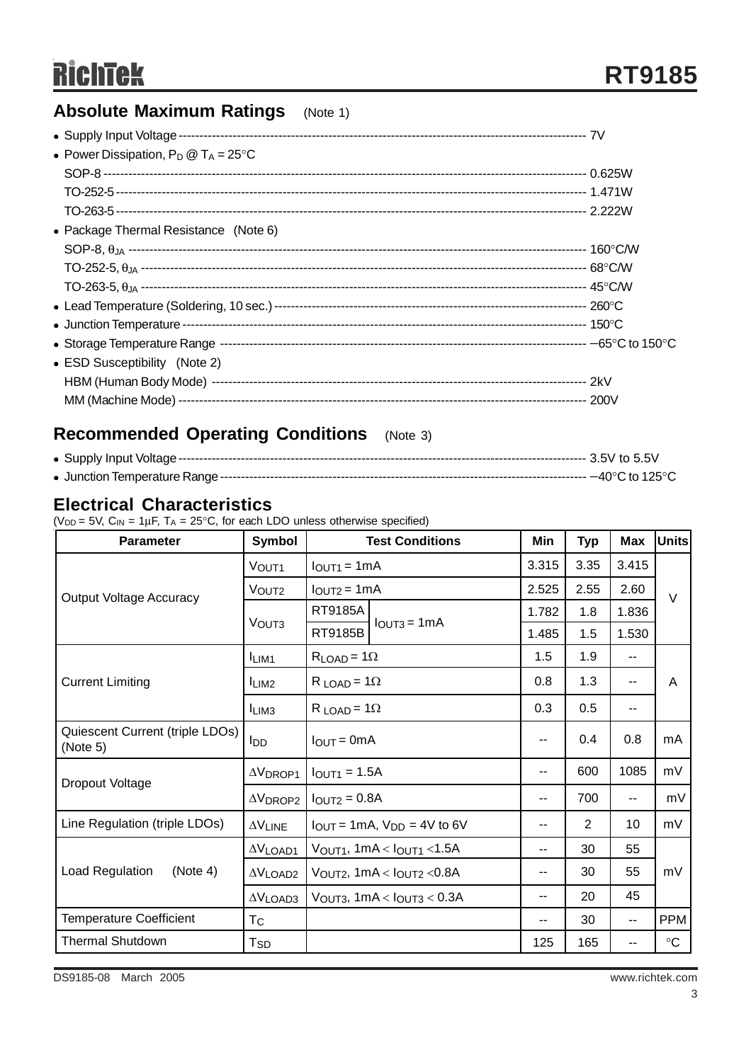## Absolute Maximum Ratings (Note 1)

- Supply Input Voltage ---------- 7V
- Power Dissipation, $P_D$ @ $T_A$ = 25°C
  - SOP-8 ---------- 0.625W
  - TO-252-5 ---------- 1.471W
  - TO-263-5 ---------- 2.222W
- Package Thermal Resistance (Note 6)
  - SOP-8, $\theta_{JA}$ ---------- 160°C/W
  - TO-252-5, $\theta_{JA}$ ---------- 68°C/W
  - TO-263-5, $\theta_{JA}$ ---------- 45°C/W
- Lead Temperature (Soldering, 10 sec.) ---------- 260°C
- Junction Temperature ---------- 150°C
- Storage Temperature Range ---------- −65°C to 150°C
- ESD Susceptibility (Note 2)
  - HBM (Human Body Mode) ---------- 2kV
  - MM (Machine Mode) ---------- 200V

## Recommended Operating Conditions (Note 3)

- Supply Input Voltage ---------- 3.5V to 5.5V
- Junction Temperature Range ---------- −40°C to 125°C

## Electrical Characteristics

($V_{DD}$ = 5V, $C_{IN}$ = 1μF, $T_A$ = 25°C, for each LDO unless otherwise specified)

| Parameter | Symbol | Test Conditions | | Min | Typ | Max | Units |
|---|---|---|---|---|---|---|---|
| Output Voltage Accuracy | $V_{OUT1}$ | $I_{OUT1}$ = 1mA | | 3.315 | 3.35 | 3.415 | V |
| | $V_{OUT2}$ | $I_{OUT2}$ = 1mA | | 2.525 | 2.55 | 2.60 | |
| | $V_{OUT3}$ | RT9185A | $I_{OUT3}$ = 1mA | 1.782 | 1.8 | 1.836 | |
| | | RT9185B | | 1.485 | 1.5 | 1.530 | |
| Current Limiting | $I_{LIM1}$ | $R_{LOAD}$ = 1Ω | | 1.5 | 1.9 | -- | A |
| | $I_{LIM2}$ | $R_{LOAD}$ = 1Ω | | 0.8 | 1.3 | -- | |
| | $I_{LIM3}$ | $R_{LOAD}$ = 1Ω | | 0.3 | 0.5 | -- | |
| Quiescent Current (triple LDOs) (Note 5) | $I_{DD}$ | $I_{OUT}$ = 0mA | | -- | 0.4 | 0.8 | mA |
| Dropout Voltage | $\Delta V_{DROP1}$ | $I_{OUT1}$ = 1.5A | | -- | 600 | 1085 | mV |
| | $\Delta V_{DROP2}$ | $I_{OUT2}$ = 0.8A | | -- | 700 | -- | mV |
| Line Regulation (triple LDOs) | $\Delta V_{LINE}$ | $I_{OUT}$ = 1mA, $V_{DD}$ = 4V to 6V | | -- | 2 | 10 | mV |
| Load Regulation (Note 4) | $\Delta V_{LOAD1}$ | $V_{OUT1}$, 1mA < $I_{OUT1}$ <1.5A | | -- | 30 | 55 | mV |
| | $\Delta V_{LOAD2}$ | $V_{OUT2}$, 1mA < $I_{OUT2}$ <0.8A | | -- | 30 | 55 | |
| | $\Delta V_{LOAD3}$ | $V_{OUT3}$, 1mA < $I_{OUT3}$ < 0.3A | | -- | 20 | 45 | |
| Temperature Coefficient | $T_C$ | | | -- | 30 | -- | PPM |
| Thermal Shutdown | $T_{SD}$ | | | 125 | 165 | -- | °C |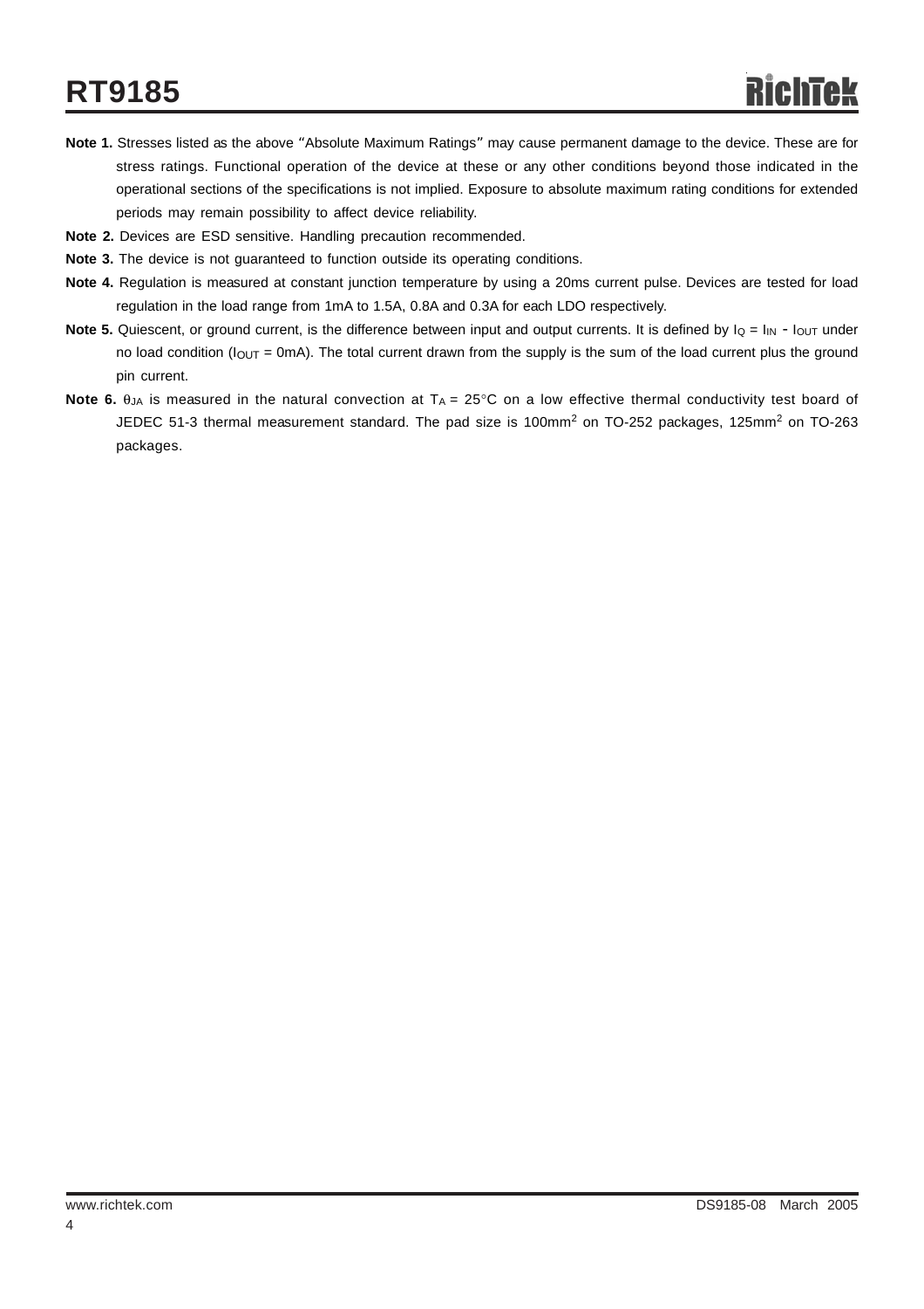**Note 1.** Stresses listed as the above "Absolute Maximum Ratings" may cause permanent damage to the device. These are for stress ratings. Functional operation of the device at these or any other conditions beyond those indicated in the operational sections of the specifications is not implied. Exposure to absolute maximum rating conditions for extended periods may remain possibility to affect device reliability.

**Note 2.** Devices are ESD sensitive. Handling precaution recommended.

**Note 3.** The device is not guaranteed to function outside its operating conditions.

**Note 4.** Regulation is measured at constant junction temperature by using a 20ms current pulse. Devices are tested for load regulation in the load range from 1mA to 1.5A, 0.8A and 0.3A for each LDO respectively.

**Note 5.** Quiescent, or ground current, is the difference between input and output currents. It is defined by $I_Q = I_{IN} - I_{OUT}$ under no load condition ($I_{OUT}$ = 0mA). The total current drawn from the supply is the sum of the load current plus the ground pin current.

**Note 6.** $\theta_{JA}$ is measured in the natural convection at $T_A$ = 25°C on a low effective thermal conductivity test board of JEDEC 51-3 thermal measurement standard. The pad size is 100mm$^2$ on TO-252 packages, 125mm$^2$ on TO-263 packages.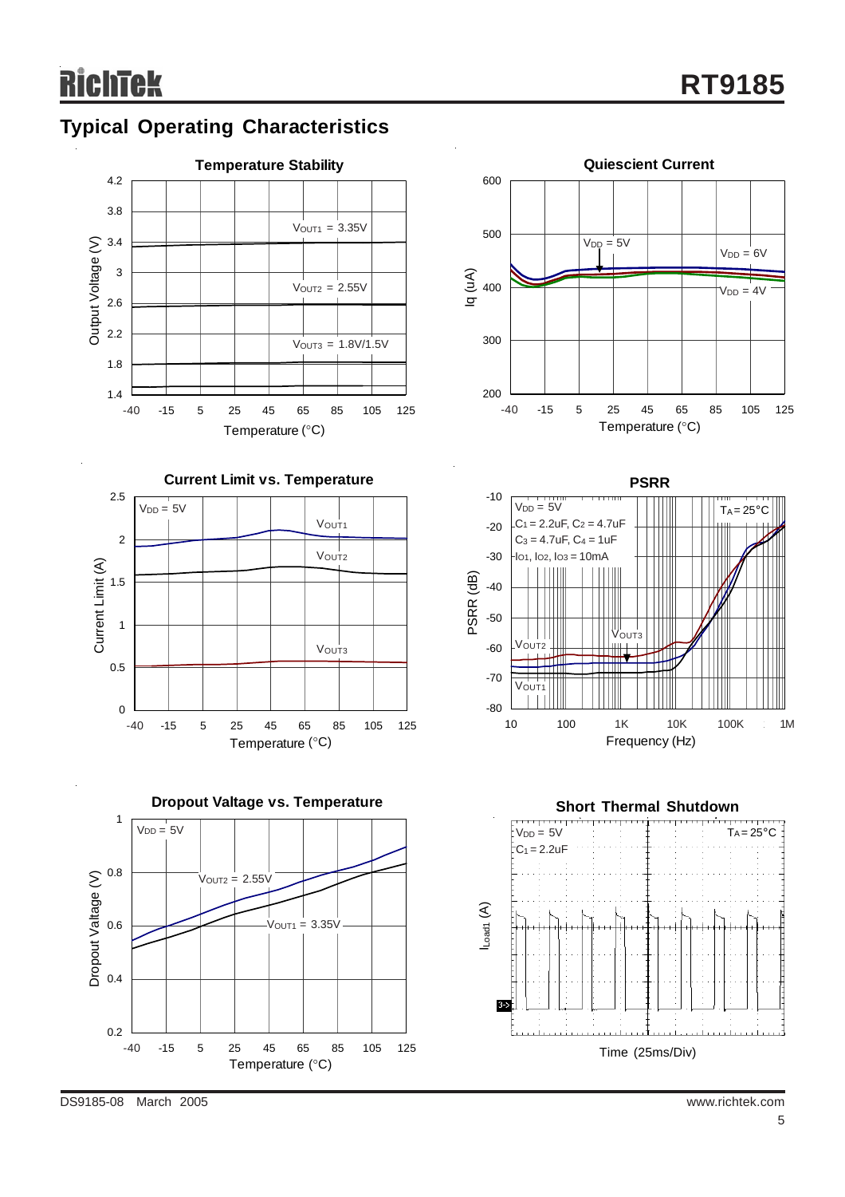## Typical Operating Characteristics

**Temperature Stability**

Output Voltage (V) vs. Temperature (°C)

$V_{OUT1}$ = 3.35V

$V_{OUT2}$ = 2.55V

$V_{OUT3}$ = 1.8V/1.5V

**Quiescent Current**

Iq (uA) vs. Temperature (°C)

$V_{DD}$ = 5V

$V_{DD}$ = 6V

$V_{DD}$ = 4V

**Current Limit vs. Temperature**

Current Limit (A) vs. Temperature (°C)

$V_{DD}$ = 5V

$V_{OUT1}$

$V_{OUT2}$

$V_{OUT3}$

**PSRR**

PSRR (dB) vs. Frequency (Hz)

$V_{DD}$ = 5V

$C_1$ = 2.2uF, $C_2$ = 4.7uF

$C_3$ = 4.7uF, $C_4$ = 1uF

$I_{O1}$, $I_{O2}$, $I_{O3}$ = 10mA

$T_A$ = 25°C

$V_{OUT2}$

$V_{OUT3}$

$V_{OUT1}$

**Dropout Valtage vs. Temperature**

Dropout Voltage (V) vs. Temperature (°C)

$V_{DD}$ = 5V

$V_{OUT2}$ = 2.55V

$V_{OUT1}$ = 3.35V

**Short Thermal Shutdown**

$I_{Load1}$ (A)

$V_{DD}$ = 5V

$C_1$ = 2.2uF

$T_A$ = 25°C

Time (25ms/Div)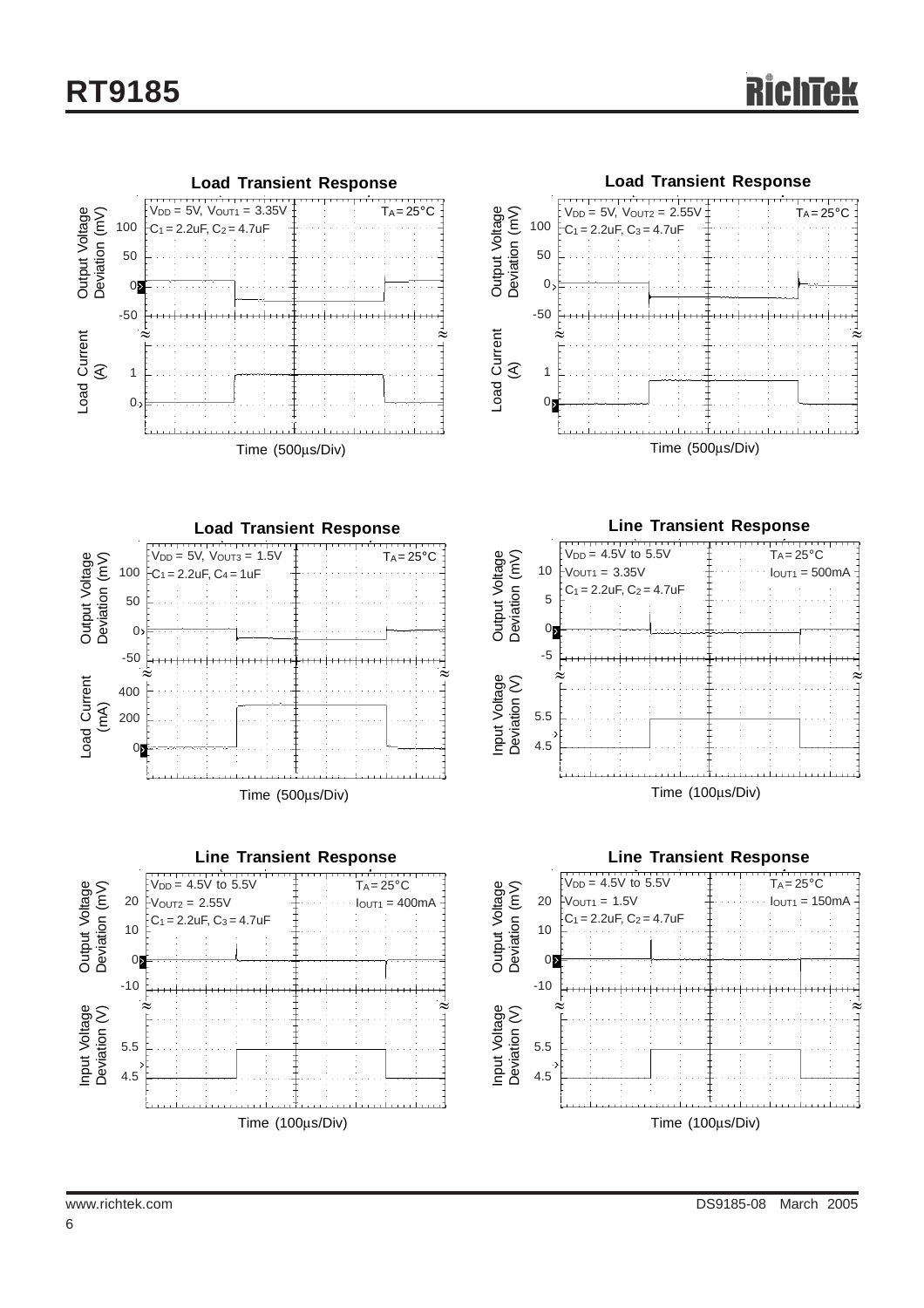**Load Transient Response**

$V_{DD}$ = 5V, $V_{OUT1}$ = 3.35V, $T_A$ = 25°C, $C_1$ = 2.2uF, $C_2$ = 4.7uF

Output Voltage Deviation (mV): 100, 50, 0, -50

Load Current (A): 1, 0

Time (500μs/Div)

**Load Transient Response**

$V_{DD}$ = 5V, $V_{OUT2}$ = 2.55V, $T_A$ = 25°C, $C_1$ = 2.2uF, $C_3$ = 4.7uF

Output Voltage Deviation (mV): 100, 50, 0, -50

Load Current (A): 1, 0

Time (500μs/Div)

**Load Transient Response**

$V_{DD}$ = 5V, $V_{OUT3}$ = 1.5V, $T_A$ = 25°C, $C_1$ = 2.2uF, $C_4$ = 1uF

Output Voltage Deviation (mV): 100, 50, 0, -50

Load Current (mA): 400, 200, 0

Time (500μs/Div)

**Line Transient Response**

$V_{DD}$ = 4.5V to 5.5V, $T_A$ = 25°C, $V_{OUT1}$ = 3.35V, $I_{OUT1}$ = 500mA, $C_1$ = 2.2uF, $C_2$ = 4.7uF

Output Voltage Deviation (mV): 10, 5, 0, -5

Input Voltage Deviation (V): 5.5, 4.5

Time (100μs/Div)

**Line Transient Response**

$V_{DD}$ = 4.5V to 5.5V, $T_A$ = 25°C, $V_{OUT2}$ = 2.55V, $I_{OUT1}$ = 400mA, $C_1$ = 2.2uF, $C_3$ = 4.7uF

Output Voltage Deviation (mV): 20, 10, 0, -10

Input Voltage Deviation (V): 5.5, 4.5

Time (100μs/Div)

**Line Transient Response**

$V_{DD}$ = 4.5V to 5.5V, $T_A$ = 25°C, $V_{OUT1}$ = 1.5V, $I_{OUT1}$ = 150mA, $C_1$ = 2.2uF, $C_2$ = 4.7uF

Output Voltage Deviation (mV): 20, 10, 0, -10

Input Voltage Deviation (V): 5.5, 4.5

Time (100μs/Div)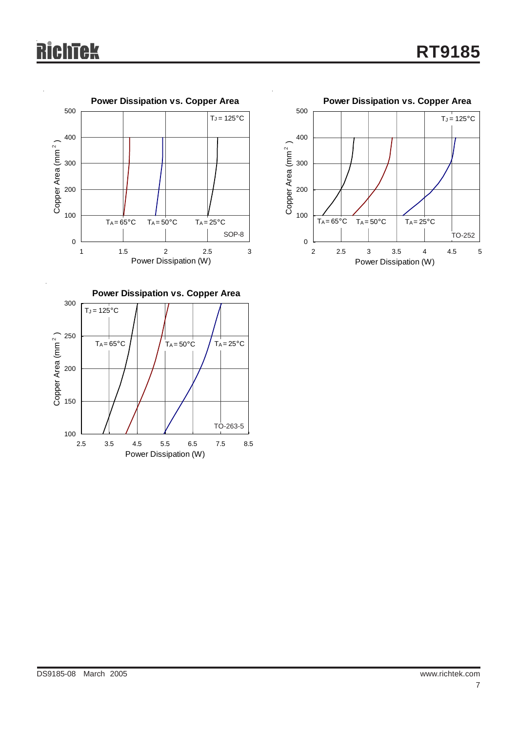**Power Dissipation vs. Copper Area**

$T_J = 125°C$

Copper Area ($mm^2$)

Power Dissipation (W)

$T_A = 65°C$ $T_A = 50°C$ $T_A = 25°C$

SOP-8

**Power Dissipation vs. Copper Area**

$T_J = 125°C$

Copper Area ($mm^2$)

Power Dissipation (W)

$T_A = 65°C$ $T_A = 50°C$ $T_A = 25°C$

TO-252

**Power Dissipation vs. Copper Area**

$T_J = 125°C$

Copper Area ($mm^2$)

Power Dissipation (W)

$T_A = 65°C$ $T_A = 50°C$ $T_A = 25°C$

TO-263-5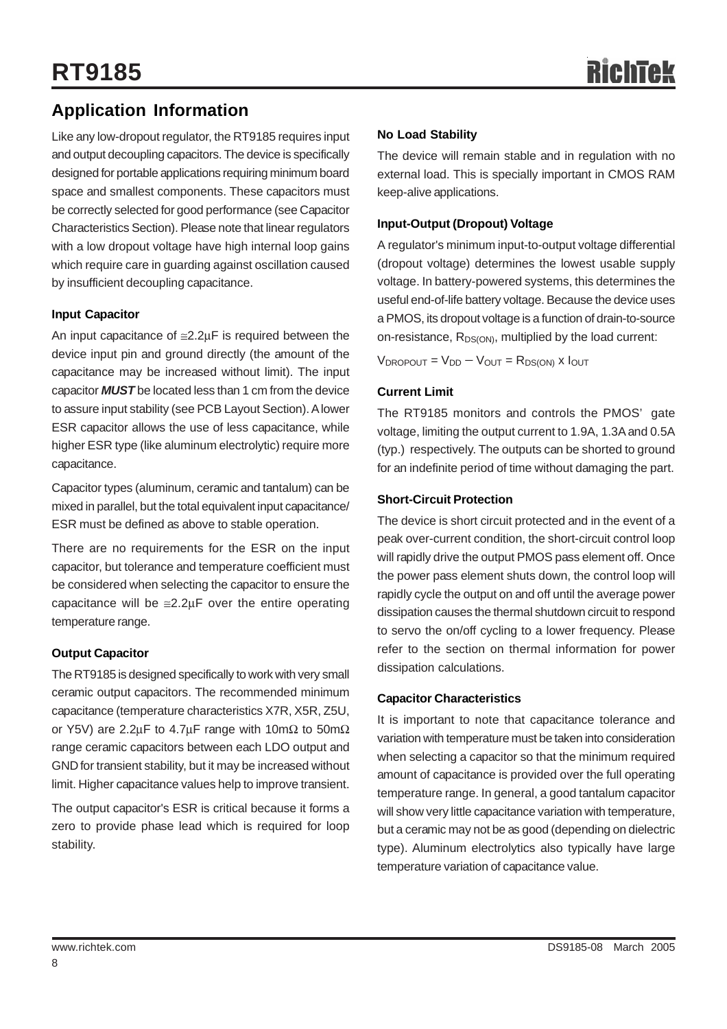## Application Information

Like any low-dropout regulator, the RT9185 requires input and output decoupling capacitors. The device is specifically designed for portable applications requiring minimum board space and smallest components. These capacitors must be correctly selected for good performance (see Capacitor Characteristics Section). Please note that linear regulators with a low dropout voltage have high internal loop gains which require care in guarding against oscillation caused by insufficient decoupling capacitance.

### Input Capacitor

An input capacitance of ≅2.2μF is required between the device input pin and ground directly (the amount of the capacitance may be increased without limit). The input capacitor ***MUST*** be located less than 1 cm from the device to assure input stability (see PCB Layout Section). A lower ESR capacitor allows the use of less capacitance, while higher ESR type (like aluminum electrolytic) require more capacitance.

Capacitor types (aluminum, ceramic and tantalum) can be mixed in parallel, but the total equivalent input capacitance/ESR must be defined as above to stable operation.

There are no requirements for the ESR on the input capacitor, but tolerance and temperature coefficient must be considered when selecting the capacitor to ensure the capacitance will be ≅2.2μF over the entire operating temperature range.

### Output Capacitor

The RT9185 is designed specifically to work with very small ceramic output capacitors. The recommended minimum capacitance (temperature characteristics X7R, X5R, Z5U, or Y5V) are 2.2μF to 4.7μF range with 10mΩ to 50mΩ range ceramic capacitors between each LDO output and GND for transient stability, but it may be increased without limit. Higher capacitance values help to improve transient.

The output capacitor's ESR is critical because it forms a zero to provide phase lead which is required for loop stability.

### No Load Stability

The device will remain stable and in regulation with no external load. This is specially important in CMOS RAM keep-alive applications.

### Input-Output (Dropout) Voltage

A regulator's minimum input-to-output voltage differential (dropout voltage) determines the lowest usable supply voltage. In battery-powered systems, this determines the useful end-of-life battery voltage. Because the device uses a PMOS, its dropout voltage is a function of drain-to-source on-resistance, $R_{DS(ON)}$, multiplied by the load current:

$$V_{DROPOUT} = V_{DD} - V_{OUT} = R_{DS(ON)} \times I_{OUT}$$

### Current Limit

The RT9185 monitors and controls the PMOS' gate voltage, limiting the output current to 1.9A, 1.3A and 0.5A (typ.) respectively. The outputs can be shorted to ground for an indefinite period of time without damaging the part.

### Short-Circuit Protection

The device is short circuit protected and in the event of a peak over-current condition, the short-circuit control loop will rapidly drive the output PMOS pass element off. Once the power pass element shuts down, the control loop will rapidly cycle the output on and off until the average power dissipation causes the thermal shutdown circuit to respond to servo the on/off cycling to a lower frequency. Please refer to the section on thermal information for power dissipation calculations.

### Capacitor Characteristics

It is important to note that capacitance tolerance and variation with temperature must be taken into consideration when selecting a capacitor so that the minimum required amount of capacitance is provided over the full operating temperature range. In general, a good tantalum capacitor will show very little capacitance variation with temperature, but a ceramic may not be as good (depending on dielectric type). Aluminum electrolytics also typically have large temperature variation of capacitance value.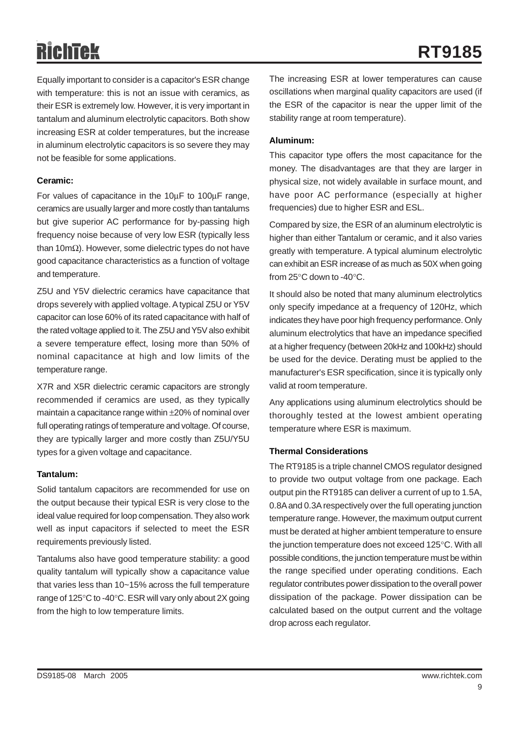Equally important to consider is a capacitor's ESR change with temperature: this is not an issue with ceramics, as their ESR is extremely low. However, it is very important in tantalum and aluminum electrolytic capacitors. Both show increasing ESR at colder temperatures, but the increase in aluminum electrolytic capacitors is so severe they may not be feasible for some applications.

**Ceramic:**

For values of capacitance in the 10μF to 100μF range, ceramics are usually larger and more costly than tantalums but give superior AC performance for by-passing high frequency noise because of very low ESR (typically less than 10mΩ). However, some dielectric types do not have good capacitance characteristics as a function of voltage and temperature.

Z5U and Y5V dielectric ceramics have capacitance that drops severely with applied voltage. A typical Z5U or Y5V capacitor can lose 60% of its rated capacitance with half of the rated voltage applied to it. The Z5U and Y5V also exhibit a severe temperature effect, losing more than 50% of nominal capacitance at high and low limits of the temperature range.

X7R and X5R dielectric ceramic capacitors are strongly recommended if ceramics are used, as they typically maintain a capacitance range within ±20% of nominal over full operating ratings of temperature and voltage. Of course, they are typically larger and more costly than Z5U/Y5U types for a given voltage and capacitance.

**Tantalum:**

Solid tantalum capacitors are recommended for use on the output because their typical ESR is very close to the ideal value required for loop compensation. They also work well as input capacitors if selected to meet the ESR requirements previously listed.

Tantalums also have good temperature stability: a good quality tantalum will typically show a capacitance value that varies less than 10~15% across the full temperature range of 125°C to -40°C. ESR will vary only about 2X going from the high to low temperature limits.

The increasing ESR at lower temperatures can cause oscillations when marginal quality capacitors are used (if the ESR of the capacitor is near the upper limit of the stability range at room temperature).

**Aluminum:**

This capacitor type offers the most capacitance for the money. The disadvantages are that they are larger in physical size, not widely available in surface mount, and have poor AC performance (especially at higher frequencies) due to higher ESR and ESL.

Compared by size, the ESR of an aluminum electrolytic is higher than either Tantalum or ceramic, and it also varies greatly with temperature. A typical aluminum electrolytic can exhibit an ESR increase of as much as 50X when going from 25°C down to -40°C.

It should also be noted that many aluminum electrolytics only specify impedance at a frequency of 120Hz, which indicates they have poor high frequency performance. Only aluminum electrolytics that have an impedance specified at a higher frequency (between 20kHz and 100kHz) should be used for the device. Derating must be applied to the manufacturer's ESR specification, since it is typically only valid at room temperature.

Any applications using aluminum electrolytics should be thoroughly tested at the lowest ambient operating temperature where ESR is maximum.

**Thermal Considerations**

The RT9185 is a triple channel CMOS regulator designed to provide two output voltage from one package. Each output pin the RT9185 can deliver a current of up to 1.5A, 0.8A and 0.3A respectively over the full operating junction temperature range. However, the maximum output current must be derated at higher ambient temperature to ensure the junction temperature does not exceed 125°C. With all possible conditions, the junction temperature must be within the range specified under operating conditions. Each regulator contributes power dissipation to the overall power dissipation of the package. Power dissipation can be calculated based on the output current and the voltage drop across each regulator.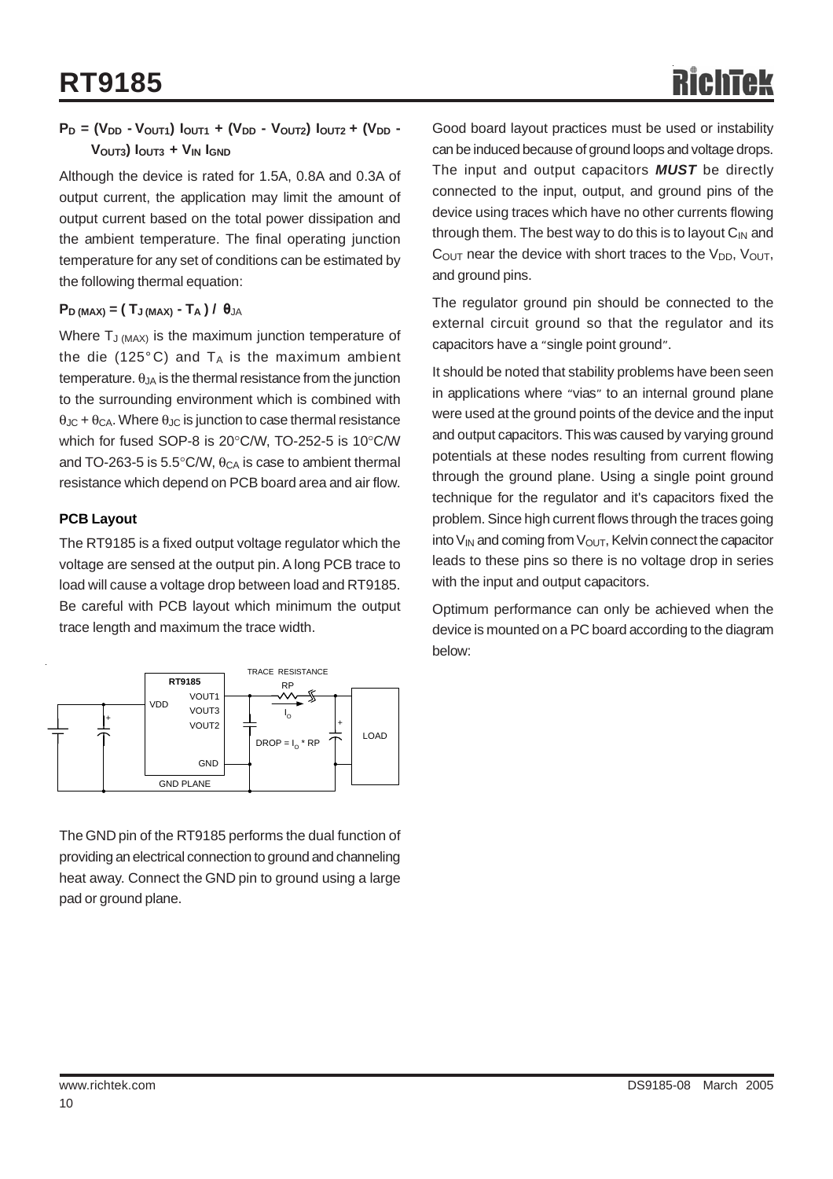$P_D = (V_{DD} - V_{OUT1})\ I_{OUT1} + (V_{DD} - V_{OUT2})\ I_{OUT2} + (V_{DD} - V_{OUT3})\ I_{OUT3} + V_{IN}\ I_{GND}$

Although the device is rated for 1.5A, 0.8A and 0.3A of output current, the application may limit the amount of output current based on the total power dissipation and the ambient temperature. The final operating junction temperature for any set of conditions can be estimated by the following thermal equation:

$P_{D\,(MAX)} = (\,T_{J\,(MAX)} - T_A\,)\ /\ \theta_{JA}$

Where $T_{J\,(MAX)}$ is the maximum junction temperature of the die (125°C) and $T_A$ is the maximum ambient temperature. $\theta_{JA}$ is the thermal resistance from the junction to the surrounding environment which is combined with $\theta_{JC} + \theta_{CA}$. Where $\theta_{JC}$ is junction to case thermal resistance which for fused SOP-8 is 20°C/W, TO-252-5 is 10°C/W and TO-263-5 is 5.5°C/W, $\theta_{CA}$ is case to ambient thermal resistance which depend on PCB board area and air flow.

**PCB Layout**

The RT9185 is a fixed output voltage regulator which the voltage are sensed at the output pin. A long PCB trace to load will cause a voltage drop between load and RT9185. Be careful with PCB layout which minimum the output trace length and maximum the trace width.

RT9185 — VDD, VOUT1, VOUT3, VOUT2, GND — TRACE RESISTANCE RP — $I_O$ — DROP = $I_O$ * RP — LOAD — GND PLANE

The GND pin of the RT9185 performs the dual function of providing an electrical connection to ground and channeling heat away. Connect the GND pin to ground using a large pad or ground plane.

Good board layout practices must be used or instability can be induced because of ground loops and voltage drops. The input and output capacitors ***MUST*** be directly connected to the input, output, and ground pins of the device using traces which have no other currents flowing through them. The best way to do this is to layout $C_{IN}$ and $C_{OUT}$ near the device with short traces to the $V_{DD}$, $V_{OUT}$, and ground pins.

The regulator ground pin should be connected to the external circuit ground so that the regulator and its capacitors have a "single point ground".

It should be noted that stability problems have been seen in applications where "vias" to an internal ground plane were used at the ground points of the device and the input and output capacitors. This was caused by varying ground potentials at these nodes resulting from current flowing through the ground plane. Using a single point ground technique for the regulator and it's capacitors fixed the problem. Since high current flows through the traces going into $V_{IN}$ and coming from $V_{OUT}$, Kelvin connect the capacitor leads to these pins so there is no voltage drop in series with the input and output capacitors.

Optimum performance can only be achieved when the device is mounted on a PC board according to the diagram below: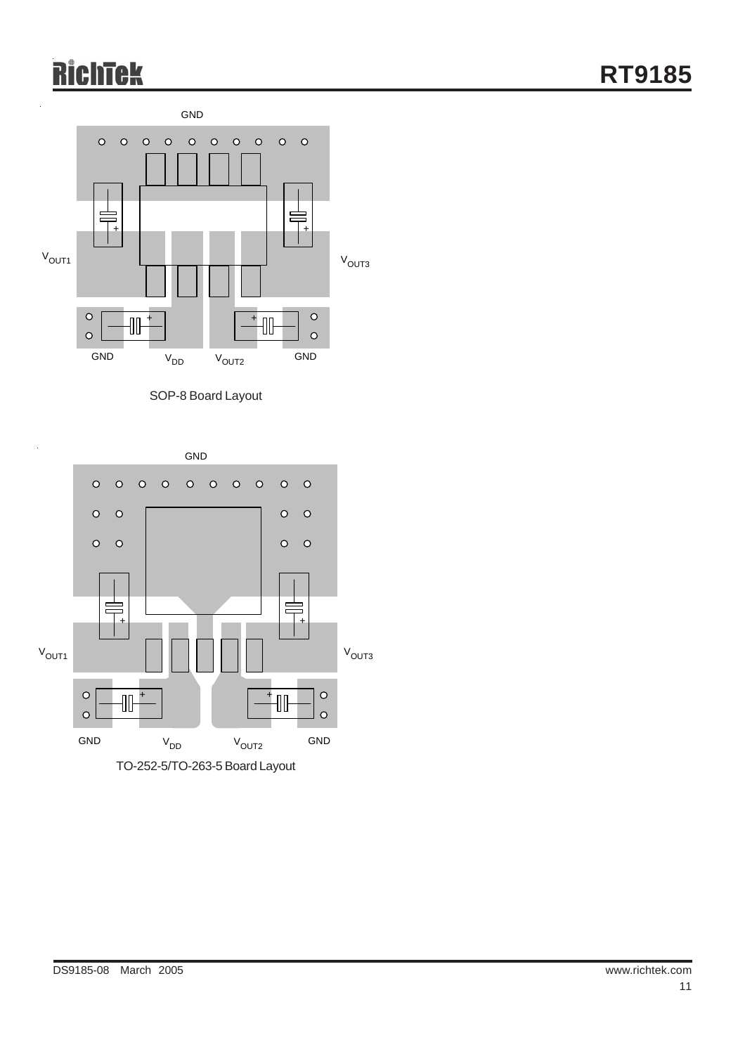GND

$V_{OUT1}$

$V_{OUT3}$

GND

$V_{DD}$

$V_{OUT2}$

GND

SOP-8 Board Layout

GND

$V_{OUT1}$

$V_{OUT3}$

GND

$V_{DD}$

$V_{OUT2}$

GND

TO-252-5/TO-263-5 Board Layout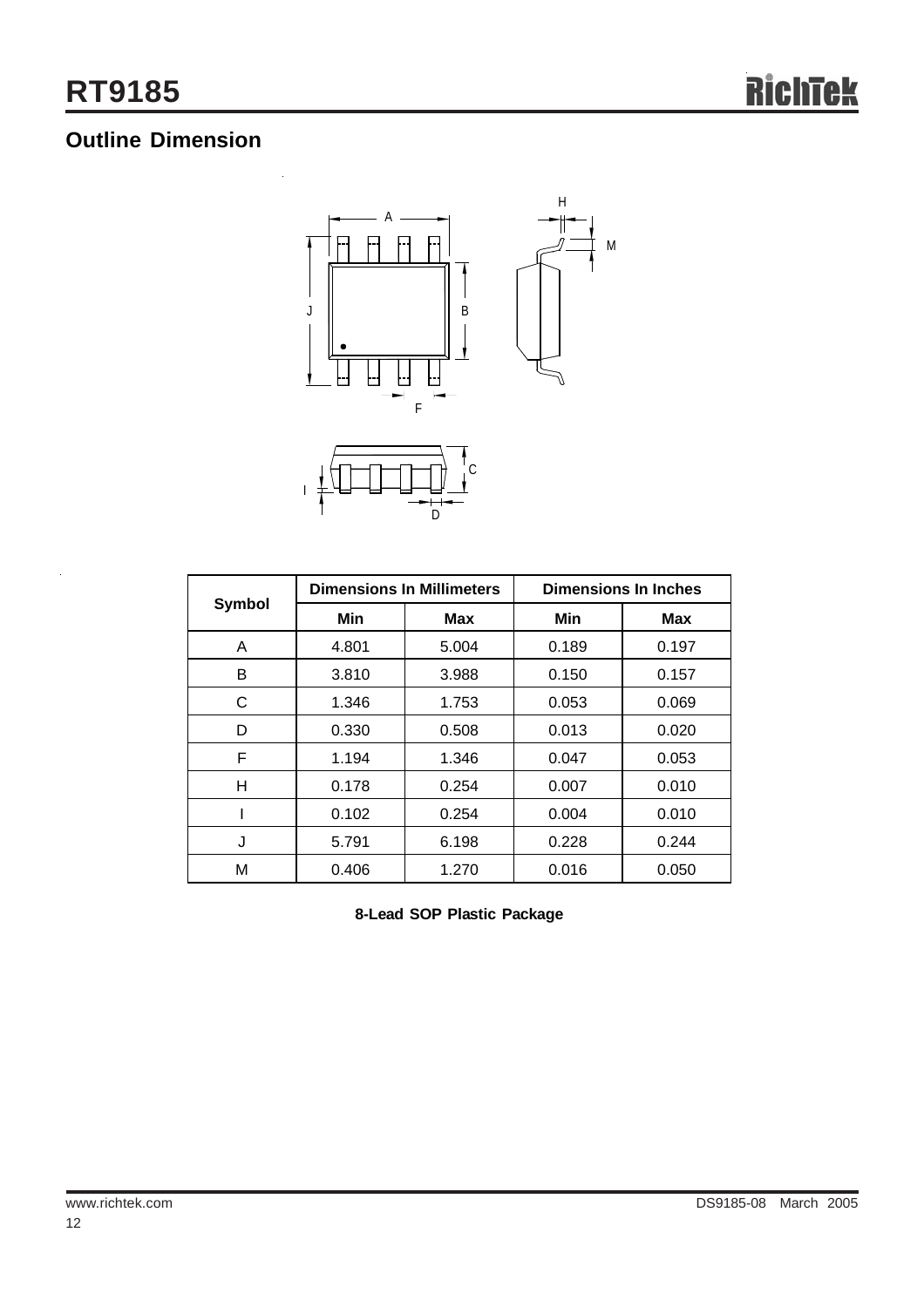## Outline Dimension

| Symbol | Dimensions In Millimeters | | Dimensions In Inches | |
|---|---|---|---|---|
| | Min | Max | Min | Max |
| A | 4.801 | 5.004 | 0.189 | 0.197 |
| B | 3.810 | 3.988 | 0.150 | 0.157 |
| C | 1.346 | 1.753 | 0.053 | 0.069 |
| D | 0.330 | 0.508 | 0.013 | 0.020 |
| F | 1.194 | 1.346 | 0.047 | 0.053 |
| H | 0.178 | 0.254 | 0.007 | 0.010 |
| I | 0.102 | 0.254 | 0.004 | 0.010 |
| J | 5.791 | 6.198 | 0.228 | 0.244 |
| M | 0.406 | 1.270 | 0.016 | 0.050 |

**8-Lead SOP Plastic Package**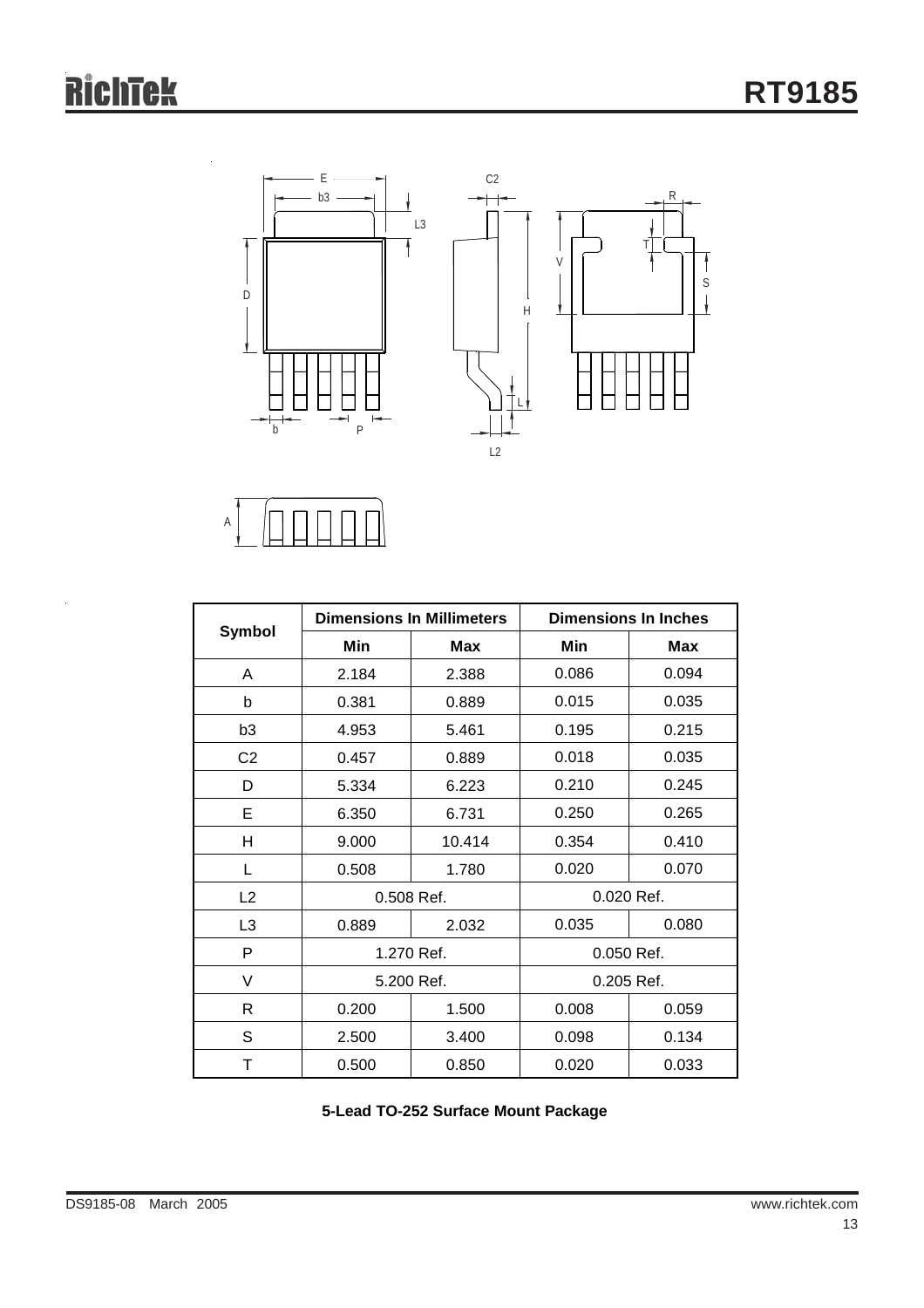| Symbol | Dimensions In Millimeters | | Dimensions In Inches | |
|---|---|---|---|---|
| | Min | Max | Min | Max |
| A | 2.184 | 2.388 | 0.086 | 0.094 |
| b | 0.381 | 0.889 | 0.015 | 0.035 |
| b3 | 4.953 | 5.461 | 0.195 | 0.215 |
| C2 | 0.457 | 0.889 | 0.018 | 0.035 |
| D | 5.334 | 6.223 | 0.210 | 0.245 |
| E | 6.350 | 6.731 | 0.250 | 0.265 |
| H | 9.000 | 10.414 | 0.354 | 0.410 |
| L | 0.508 | 1.780 | 0.020 | 0.070 |
| L2 | 0.508 Ref. | | 0.020 Ref. | |
| L3 | 0.889 | 2.032 | 0.035 | 0.080 |
| P | 1.270 Ref. | | 0.050 Ref. | |
| V | 5.200 Ref. | | 0.205 Ref. | |
| R | 0.200 | 1.500 | 0.008 | 0.059 |
| S | 2.500 | 3.400 | 0.098 | 0.134 |
| T | 0.500 | 0.850 | 0.020 | 0.033 |

**5-Lead TO-252 Surface Mount Package**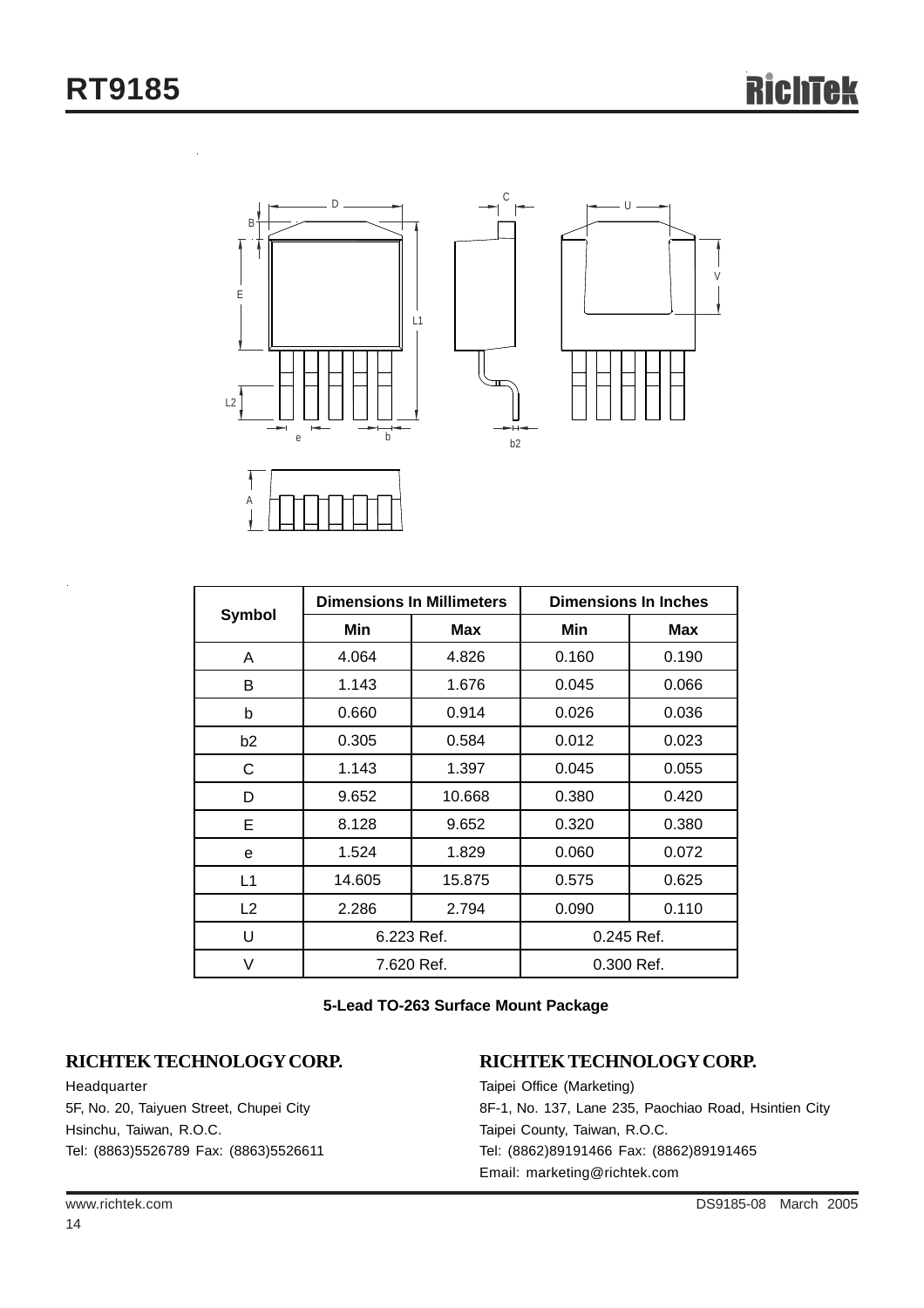D C U B E L1 V L2 e b b2 A

| Symbol | Dimensions In Millimeters | | Dimensions In Inches | |
|---|---|---|---|---|
| | Min | Max | Min | Max |
| A | 4.064 | 4.826 | 0.160 | 0.190 |
| B | 1.143 | 1.676 | 0.045 | 0.066 |
| b | 0.660 | 0.914 | 0.026 | 0.036 |
| b2 | 0.305 | 0.584 | 0.012 | 0.023 |
| C | 1.143 | 1.397 | 0.045 | 0.055 |
| D | 9.652 | 10.668 | 0.380 | 0.420 |
| E | 8.128 | 9.652 | 0.320 | 0.380 |
| e | 1.524 | 1.829 | 0.060 | 0.072 |
| L1 | 14.605 | 15.875 | 0.575 | 0.625 |
| L2 | 2.286 | 2.794 | 0.090 | 0.110 |
| U | 6.223 Ref. | | 0.245 Ref. | |
| V | 7.620 Ref. | | 0.300 Ref. | |

**5-Lead TO-263 Surface Mount Package**

**RICHTEK TECHNOLOGY CORP.**

Headquarter
5F, No. 20, Taiyuen Street, Chupei City
Hsinchu, Taiwan, R.O.C.
Tel: (8863)5526789 Fax: (8863)5526611

**RICHTEK TECHNOLOGY CORP.**

Taipei Office (Marketing)
8F-1, No. 137, Lane 235, Paochiao Road, Hsintien City
Taipei County, Taiwan, R.O.C.
Tel: (8862)89191466 Fax: (8862)89191465
Email: marketing@richtek.com